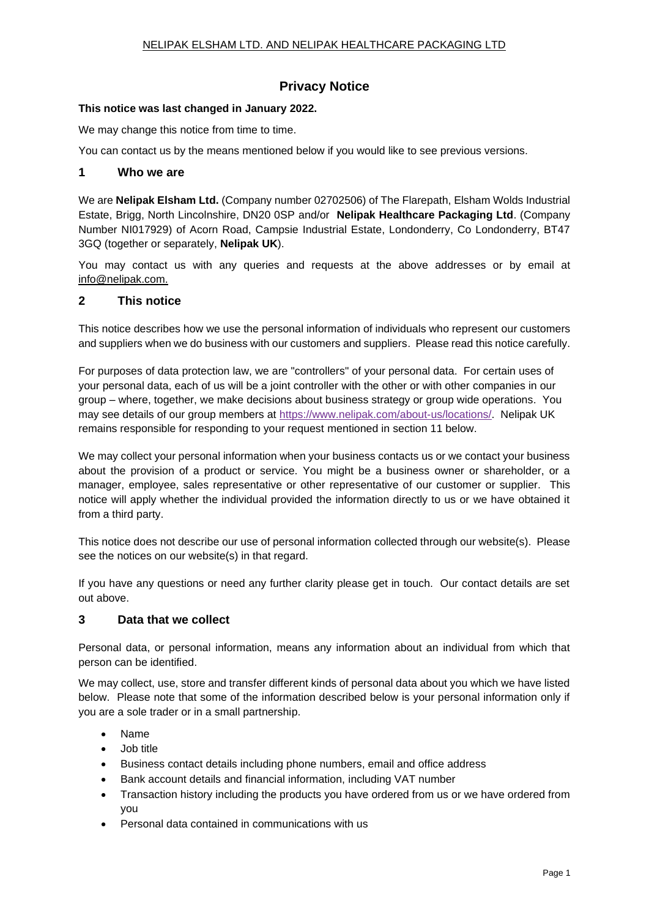NELIPAK ELSHAM LTD. AND NELIPAK HEALTHCARE PACKAGING LTD

# Privacy Notice

**This notice was last changed in January 2022.**

We may change this notice from time to time.

You can contact us by the means mentioned below if you would like to see previous versions.

## 1 Who we are

We are **Nelipak Elsham Ltd.** (Company number 02702506) of The Flarepath, Elsham Wolds Industrial Estate, Brigg, North Lincolnshire, DN20 0SP and/or **Nelipak Healthcare Packaging Ltd**. (Company Number NI017929) of Acorn Road, Campsie Industrial Estate, Londonderry, Co Londonderry, BT47 3GQ (together or separately, **Nelipak UK**).

You may contact us with any queries and requests at the above addresses or by email at info@nelipak.com.

## 2 This notice

This notice describes how we use the personal information of individuals who represent our customers and suppliers when we do business with our customers and suppliers. Please read this notice carefully.

For purposes of data protection law, we are "controllers" of your personal data. For certain uses of your personal data, each of us will be a joint controller with the other or with other companies in our group – where, together, we make decisions about business strategy or group wide operations. You may see details of our group members at https://www.nelipak.com/about-us/locations/. Nelipak UK remains responsible for responding to your request mentioned in section 11 below.

We may collect your personal information when your business contacts us or we contact your business about the provision of a product or service. You might be a business owner or shareholder, or a manager, employee, sales representative or other representative of our customer or supplier. This notice will apply whether the individual provided the information directly to us or we have obtained it from a third party.

This notice does not describe our use of personal information collected through our website(s). Please see the notices on our website(s) in that regard.

If you have any questions or need any further clarity please get in touch. Our contact details are set out above.

## 3 Data that we collect

Personal data, or personal information, means any information about an individual from which that person can be identified.

We may collect, use, store and transfer different kinds of personal data about you which we have listed below. Please note that some of the information described below is your personal information only if you are a sole trader or in a small partnership.

- Name
- Job title
- Business contact details including phone numbers, email and office address
- Bank account details and financial information, including VAT number
- Transaction history including the products you have ordered from us or we have ordered from you
- Personal data contained in communications with us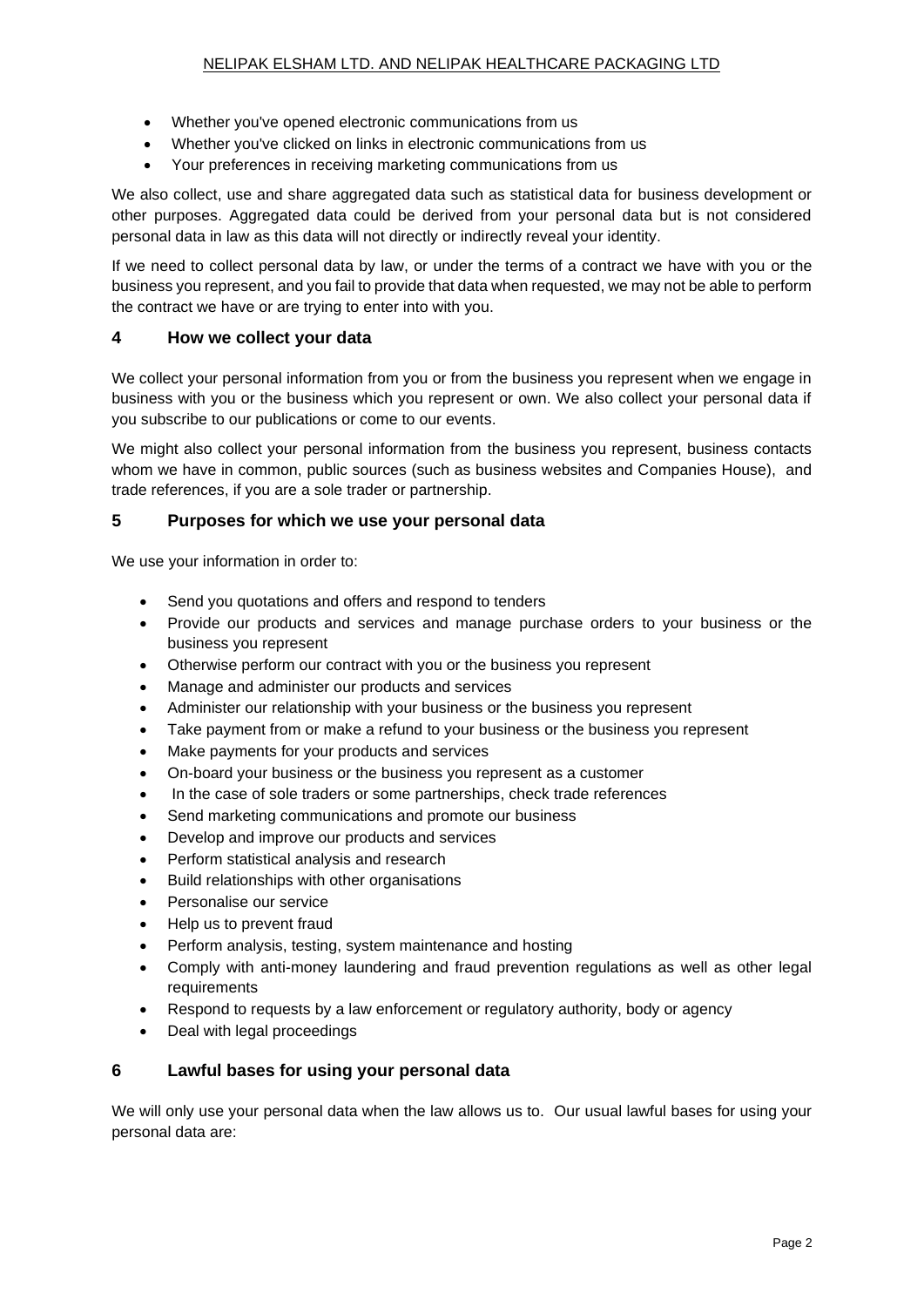- Whether you've opened electronic communications from us
- Whether you've clicked on links in electronic communications from us
- Your preferences in receiving marketing communications from us

We also collect, use and share aggregated data such as statistical data for business development or other purposes. Aggregated data could be derived from your personal data but is not considered personal data in law as this data will not directly or indirectly reveal your identity.

If we need to collect personal data by law, or under the terms of a contract we have with you or the business you represent, and you fail to provide that data when requested, we may not be able to perform the contract we have or are trying to enter into with you.

## 4 How we collect your data

We collect your personal information from you or from the business you represent when we engage in business with you or the business which you represent or own. We also collect your personal data if you subscribe to our publications or come to our events.

We might also collect your personal information from the business you represent, business contacts whom we have in common, public sources (such as business websites and Companies House), and trade references, if you are a sole trader or partnership.

## 5 Purposes for which we use your personal data

We use your information in order to:

- Send you quotations and offers and respond to tenders
- Provide our products and services and manage purchase orders to your business or the business you represent
- Otherwise perform our contract with you or the business you represent
- Manage and administer our products and services
- Administer our relationship with your business or the business you represent
- Take payment from or make a refund to your business or the business you represent
- Make payments for your products and services
- On-board your business or the business you represent as a customer
- In the case of sole traders or some partnerships, check trade references
- Send marketing communications and promote our business
- Develop and improve our products and services
- Perform statistical analysis and research
- Build relationships with other organisations
- Personalise our service
- Help us to prevent fraud
- Perform analysis, testing, system maintenance and hosting
- Comply with anti-money laundering and fraud prevention regulations as well as other legal requirements
- Respond to requests by a law enforcement or regulatory authority, body or agency
- Deal with legal proceedings

## 6 Lawful bases for using your personal data

We will only use your personal data when the law allows us to. Our usual lawful bases for using your personal data are: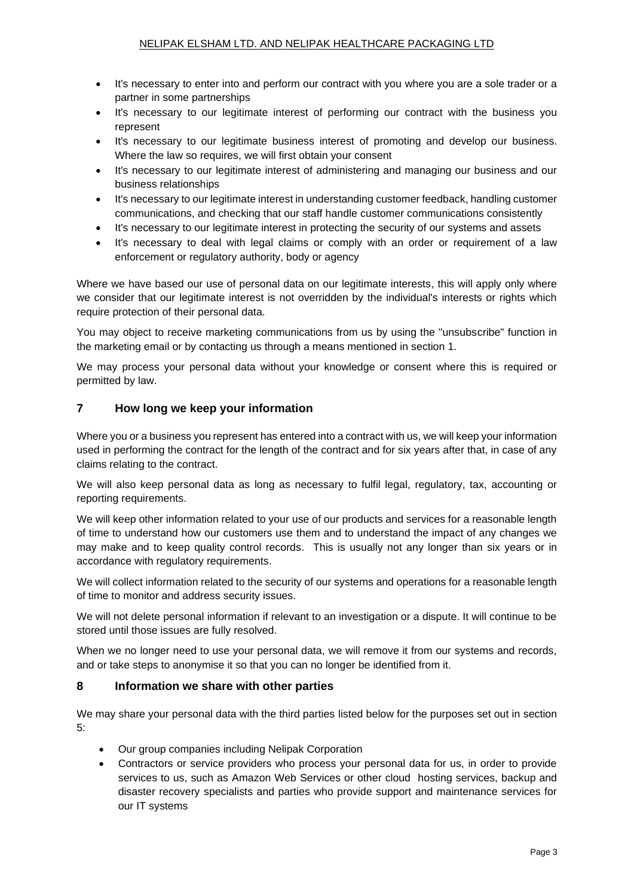- It's necessary to enter into and perform our contract with you where you are a sole trader or a partner in some partnerships
- It's necessary to our legitimate interest of performing our contract with the business you represent
- It's necessary to our legitimate business interest of promoting and develop our business. Where the law so requires, we will first obtain your consent
- It's necessary to our legitimate interest of administering and managing our business and our business relationships
- It's necessary to our legitimate interest in understanding customer feedback, handling customer communications, and checking that our staff handle customer communications consistently
- It's necessary to our legitimate interest in protecting the security of our systems and assets
- It's necessary to deal with legal claims or comply with an order or requirement of a law enforcement or regulatory authority, body or agency

Where we have based our use of personal data on our legitimate interests, this will apply only where we consider that our legitimate interest is not overridden by the individual's interests or rights which require protection of their personal data.

You may object to receive marketing communications from us by using the "unsubscribe" function in the marketing email or by contacting us through a means mentioned in section 1.

We may process your personal data without your knowledge or consent where this is required or permitted by law.

## 7 How long we keep your information

Where you or a business you represent has entered into a contract with us, we will keep your information used in performing the contract for the length of the contract and for six years after that, in case of any claims relating to the contract.

We will also keep personal data as long as necessary to fulfil legal, regulatory, tax, accounting or reporting requirements.

We will keep other information related to your use of our products and services for a reasonable length of time to understand how our customers use them and to understand the impact of any changes we may make and to keep quality control records. This is usually not any longer than six years or in accordance with regulatory requirements.

We will collect information related to the security of our systems and operations for a reasonable length of time to monitor and address security issues.

We will not delete personal information if relevant to an investigation or a dispute. It will continue to be stored until those issues are fully resolved.

When we no longer need to use your personal data, we will remove it from our systems and records, and or take steps to anonymise it so that you can no longer be identified from it.

## 8 Information we share with other parties

We may share your personal data with the third parties listed below for the purposes set out in section 5:

- Our group companies including Nelipak Corporation
- Contractors or service providers who process your personal data for us, in order to provide services to us, such as Amazon Web Services or other cloud hosting services, backup and disaster recovery specialists and parties who provide support and maintenance services for our IT systems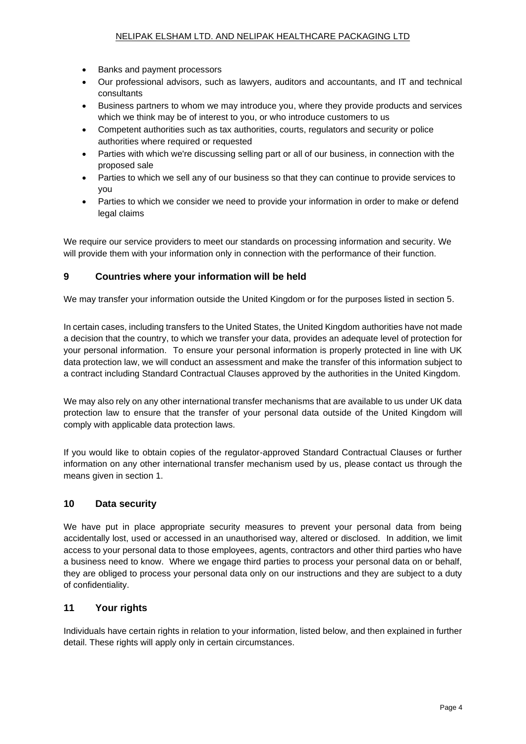- Banks and payment processors
- Our professional advisors, such as lawyers, auditors and accountants, and IT and technical consultants
- Business partners to whom we may introduce you, where they provide products and services which we think may be of interest to you, or who introduce customers to us
- Competent authorities such as tax authorities, courts, regulators and security or police authorities where required or requested
- Parties with which we're discussing selling part or all of our business, in connection with the proposed sale
- Parties to which we sell any of our business so that they can continue to provide services to you
- Parties to which we consider we need to provide your information in order to make or defend legal claims

We require our service providers to meet our standards on processing information and security. We will provide them with your information only in connection with the performance of their function.

## 9 Countries where your information will be held

We may transfer your information outside the United Kingdom or for the purposes listed in section 5.

In certain cases, including transfers to the United States, the United Kingdom authorities have not made a decision that the country, to which we transfer your data, provides an adequate level of protection for your personal information. To ensure your personal information is properly protected in line with UK data protection law, we will conduct an assessment and make the transfer of this information subject to a contract including Standard Contractual Clauses approved by the authorities in the United Kingdom.

We may also rely on any other international transfer mechanisms that are available to us under UK data protection law to ensure that the transfer of your personal data outside of the United Kingdom will comply with applicable data protection laws.

If you would like to obtain copies of the regulator-approved Standard Contractual Clauses or further information on any other international transfer mechanism used by us, please contact us through the means given in section 1.

## 10 Data security

We have put in place appropriate security measures to prevent your personal data from being accidentally lost, used or accessed in an unauthorised way, altered or disclosed. In addition, we limit access to your personal data to those employees, agents, contractors and other third parties who have a business need to know. Where we engage third parties to process your personal data on or behalf, they are obliged to process your personal data only on our instructions and they are subject to a duty of confidentiality.

## 11 Your rights

Individuals have certain rights in relation to your information, listed below, and then explained in further detail. These rights will apply only in certain circumstances.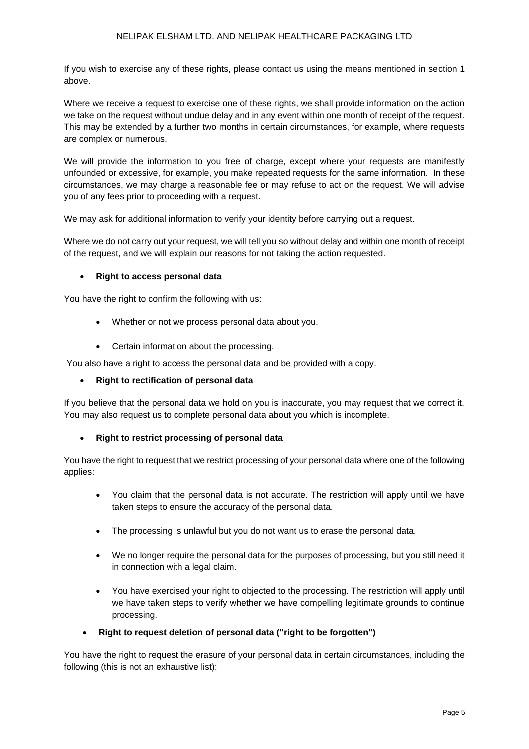If you wish to exercise any of these rights, please contact us using the means mentioned in section 1 above.

Where we receive a request to exercise one of these rights, we shall provide information on the action we take on the request without undue delay and in any event within one month of receipt of the request. This may be extended by a further two months in certain circumstances, for example, where requests are complex or numerous.

We will provide the information to you free of charge, except where your requests are manifestly unfounded or excessive, for example, you make repeated requests for the same information. In these circumstances, we may charge a reasonable fee or may refuse to act on the request. We will advise you of any fees prior to proceeding with a request.

We may ask for additional information to verify your identity before carrying out a request.

Where we do not carry out your request, we will tell you so without delay and within one month of receipt of the request, and we will explain our reasons for not taking the action requested.

- **Right to access personal data**

You have the right to confirm the following with us:

- Whether or not we process personal data about you.
- Certain information about the processing.

You also have a right to access the personal data and be provided with a copy.

- **Right to rectification of personal data**

If you believe that the personal data we hold on you is inaccurate, you may request that we correct it. You may also request us to complete personal data about you which is incomplete.

- **Right to restrict processing of personal data**

You have the right to request that we restrict processing of your personal data where one of the following applies:

- You claim that the personal data is not accurate. The restriction will apply until we have taken steps to ensure the accuracy of the personal data.
- The processing is unlawful but you do not want us to erase the personal data.
- We no longer require the personal data for the purposes of processing, but you still need it in connection with a legal claim.
- You have exercised your right to objected to the processing. The restriction will apply until we have taken steps to verify whether we have compelling legitimate grounds to continue processing.

- **Right to request deletion of personal data ("right to be forgotten")**

You have the right to request the erasure of your personal data in certain circumstances, including the following (this is not an exhaustive list):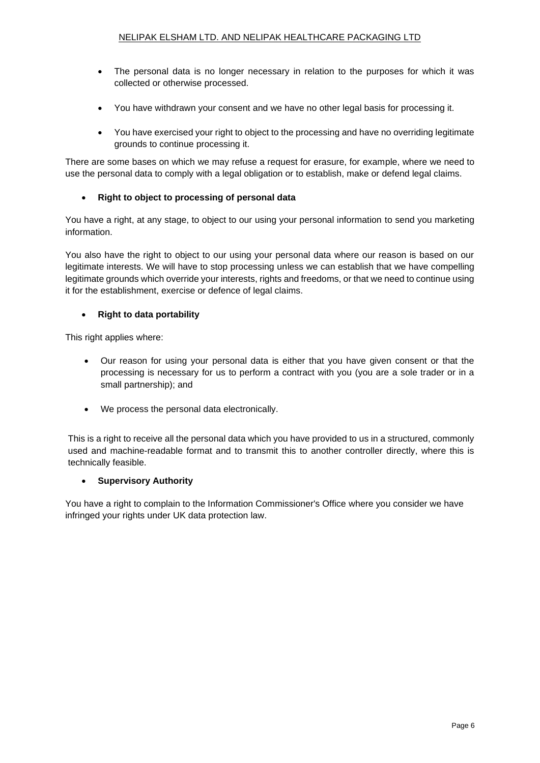- The personal data is no longer necessary in relation to the purposes for which it was collected or otherwise processed.
- You have withdrawn your consent and we have no other legal basis for processing it.
- You have exercised your right to object to the processing and have no overriding legitimate grounds to continue processing it.

There are some bases on which we may refuse a request for erasure, for example, where we need to use the personal data to comply with a legal obligation or to establish, make or defend legal claims.

- **Right to object to processing of personal data**

You have a right, at any stage, to object to our using your personal information to send you marketing information.

You also have the right to object to our using your personal data where our reason is based on our legitimate interests. We will have to stop processing unless we can establish that we have compelling legitimate grounds which override your interests, rights and freedoms, or that we need to continue using it for the establishment, exercise or defence of legal claims.

- **Right to data portability**

This right applies where:

- Our reason for using your personal data is either that you have given consent or that the processing is necessary for us to perform a contract with you (you are a sole trader or in a small partnership); and
- We process the personal data electronically.

This is a right to receive all the personal data which you have provided to us in a structured, commonly used and machine-readable format and to transmit this to another controller directly, where this is technically feasible.

- **Supervisory Authority**

You have a right to complain to the Information Commissioner's Office where you consider we have infringed your rights under UK data protection law.